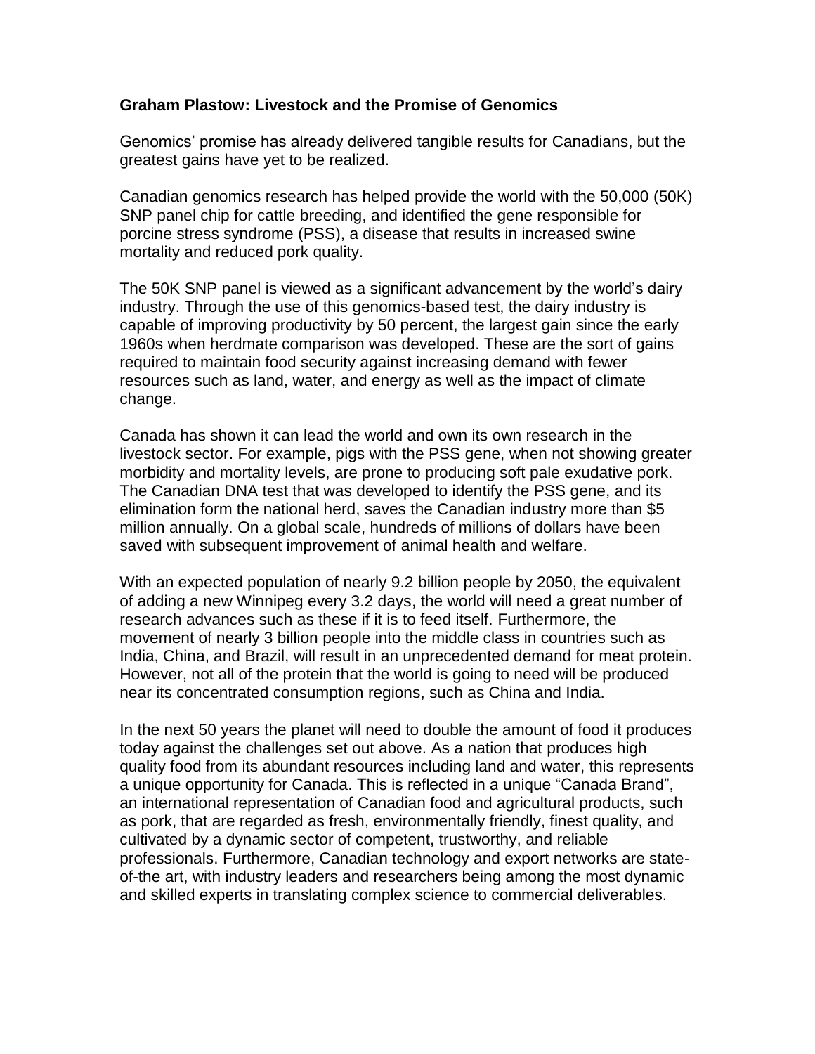**Graham Plastow: Livestock and the Promise of Genomics**

Genomics' promise has already delivered tangible results for Canadians, but the greatest gains have yet to be realized.

Canadian genomics research has helped provide the world with the 50,000 (50K) SNP panel chip for cattle breeding, and identified the gene responsible for porcine stress syndrome (PSS), a disease that results in increased swine mortality and reduced pork quality.

The 50K SNP panel is viewed as a significant advancement by the world's dairy industry. Through the use of this genomics-based test, the dairy industry is capable of improving productivity by 50 percent, the largest gain since the early 1960s when herdmate comparison was developed. These are the sort of gains required to maintain food security against increasing demand with fewer resources such as land, water, and energy as well as the impact of climate change.

Canada has shown it can lead the world and own its own research in the livestock sector. For example, pigs with the PSS gene, when not showing greater morbidity and mortality levels, are prone to producing soft pale exudative pork. The Canadian DNA test that was developed to identify the PSS gene, and its elimination form the national herd, saves the Canadian industry more than $5 million annually. On a global scale, hundreds of millions of dollars have been saved with subsequent improvement of animal health and welfare.

With an expected population of nearly 9.2 billion people by 2050, the equivalent of adding a new Winnipeg every 3.2 days, the world will need a great number of research advances such as these if it is to feed itself. Furthermore, the movement of nearly 3 billion people into the middle class in countries such as India, China, and Brazil, will result in an unprecedented demand for meat protein. However, not all of the protein that the world is going to need will be produced near its concentrated consumption regions, such as China and India.

In the next 50 years the planet will need to double the amount of food it produces today against the challenges set out above. As a nation that produces high quality food from its abundant resources including land and water, this represents a unique opportunity for Canada. This is reflected in a unique "Canada Brand", an international representation of Canadian food and agricultural products, such as pork, that are regarded as fresh, environmentally friendly, finest quality, and cultivated by a dynamic sector of competent, trustworthy, and reliable professionals. Furthermore, Canadian technology and export networks are state-of-the art, with industry leaders and researchers being among the most dynamic and skilled experts in translating complex science to commercial deliverables.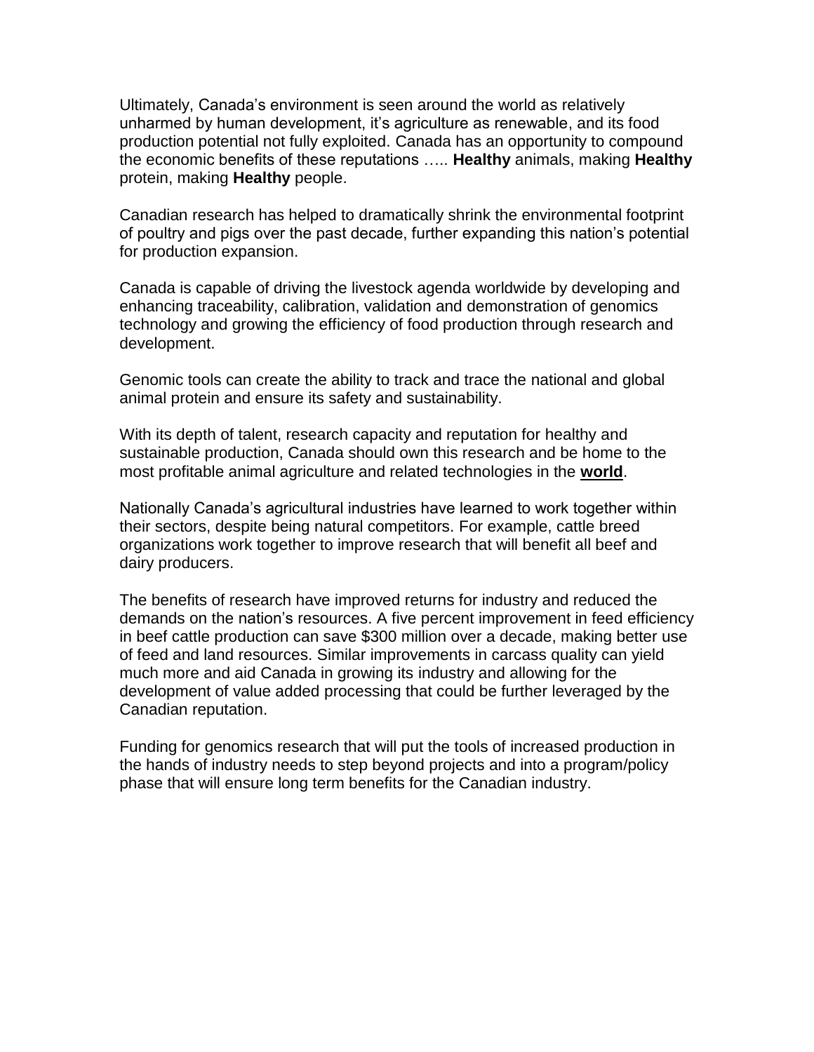Ultimately, Canada's environment is seen around the world as relatively unharmed by human development, it's agriculture as renewable, and its food production potential not fully exploited. Canada has an opportunity to compound the economic benefits of these reputations ….. **Healthy** animals, making **Healthy** protein, making **Healthy** people.

Canadian research has helped to dramatically shrink the environmental footprint of poultry and pigs over the past decade, further expanding this nation's potential for production expansion.

Canada is capable of driving the livestock agenda worldwide by developing and enhancing traceability, calibration, validation and demonstration of genomics technology and growing the efficiency of food production through research and development.

Genomic tools can create the ability to track and trace the national and global animal protein and ensure its safety and sustainability.

With its depth of talent, research capacity and reputation for healthy and sustainable production, Canada should own this research and be home to the most profitable animal agriculture and related technologies in the **world**.

Nationally Canada's agricultural industries have learned to work together within their sectors, despite being natural competitors. For example, cattle breed organizations work together to improve research that will benefit all beef and dairy producers.

The benefits of research have improved returns for industry and reduced the demands on the nation's resources. A five percent improvement in feed efficiency in beef cattle production can save $300 million over a decade, making better use of feed and land resources. Similar improvements in carcass quality can yield much more and aid Canada in growing its industry and allowing for the development of value added processing that could be further leveraged by the Canadian reputation.

Funding for genomics research that will put the tools of increased production in the hands of industry needs to step beyond projects and into a program/policy phase that will ensure long term benefits for the Canadian industry.